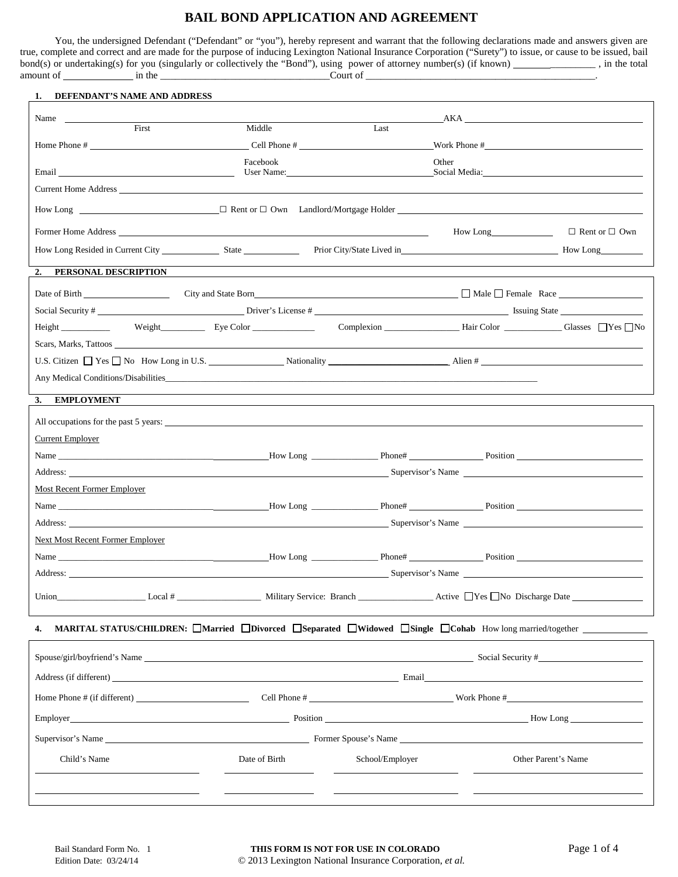# BAIL BOND APPLICATION AND AGREEMENT

You, the undersigned Defendant ("Defendant" or "you"), hereby represent and warrant that the following declarations made and answers given are true, complete and correct and are made for the purpose of inducing Lexington National Insurance Corporation ("Surety") to issue, or cause to be issued, bail bond(s) or undertaking(s) for you (singularly or collectively the "Bond"), using power of attorney number(s) (if known) ________________ , in the total amount of _____________ in the _________________________________ Court of ____________________________________________.

## 1. DEFENDANT'S NAME AND ADDRESS

Name ______________________________________________________________ AKA ______________________
First Middle Last

Home Phone # ______________________ Cell Phone # ______________________ Work Phone # ______________________

Email ______________________ Facebook User Name: ______________________ Other Social Media: ______________________

Current Home Address ______________________________________________________________

How Long ______________________ ☐ Rent or ☐ Own Landlord/Mortgage Holder ______________________

Former Home Address ______________________________________ How Long ____________ ☐ Rent or ☐ Own

How Long Resided in Current City ____________ State ____________ Prior City/State Lived in ______________________ How Long ________

## 2. PERSONAL DESCRIPTION

Date of Birth ______________ City and State Born ______________________ ☐ Male ☐ Female Race ______________

Social Security # ______________________ Driver's License # ______________________ Issuing State ______________

Height __________ Weight__________ Eye Color ______________ Complexion ________________ Hair Color ____________ Glasses ☐Yes ☐No

Scars, Marks, Tattoos ______________________________________________________________

U.S. Citizen ☐ Yes ☐ No How Long in U.S. ______________ Nationality ______________________ Alien # ______________________

Any Medical Conditions/Disabilities ______________________________________________________________

## 3. EMPLOYMENT

All occupations for the past 5 years: ______________________________________________________________

Current Employer

Name ______________________ How Long ______________ Phone# ______________ Position ______________

Address: ______________________________________ Supervisor's Name ______________________

Most Recent Former Employer

Name ______________________ How Long ______________ Phone# ______________ Position ______________

Address: ______________________________________ Supervisor's Name ______________________

Next Most Recent Former Employer

Name ______________________ How Long ______________ Phone# ______________ Position ______________

Address: ______________________________________ Supervisor's Name ______________________

Union ____________________ Local # __________________ Military Service: Branch ________________ Active ☐Yes ☐No Discharge Date ______________

## 4. MARITAL STATUS/CHILDREN: ☐Married ☐Divorced ☐Separated ☐Widowed ☐Single ☐Cohab How long married/together ______________

Spouse/girl/boyfriend's Name ______________________________________ Social Security # ______________________

Address (if different) ______________________________________ Email ______________________

Home Phone # (if different) ______________________ Cell Phone # ______________________ Work Phone # ______________________

Employer ______________________ Position ______________________ How Long ______________

Supervisor's Name ______________________ Former Spouse's Name ______________________

| Child's Name | Date of Birth | School/Employer | Other Parent's Name |
|---|---|---|---|
| | | | |
| | | | |

Bail Standard Form No. 1
Edition Date: 03/24/14

**THIS FORM IS NOT FOR USE IN COLORADO**
© 2013 Lexington National Insurance Corporation, *et al.*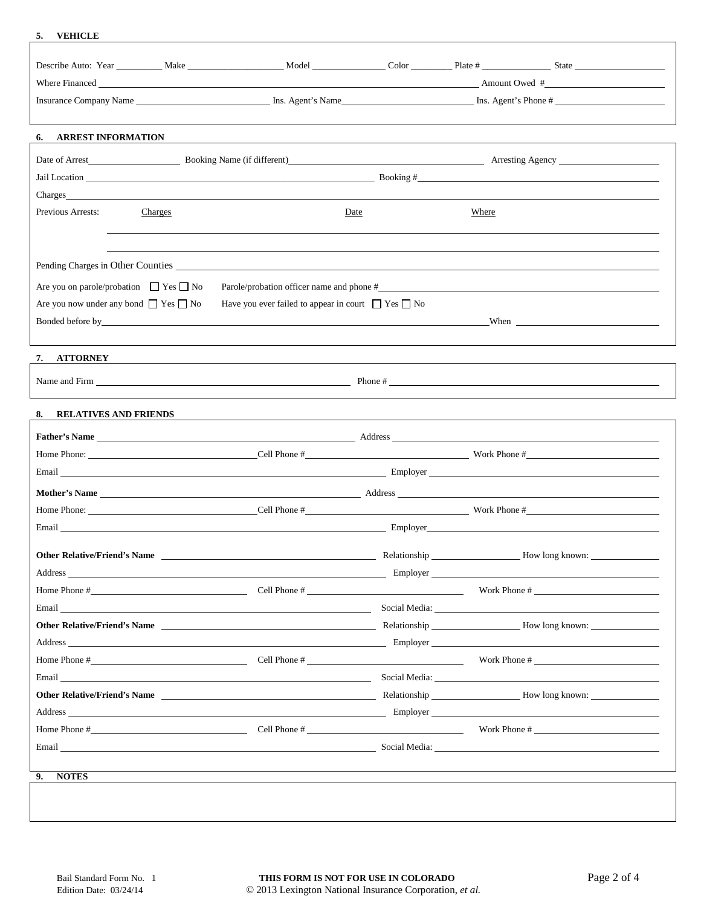## 5. VEHICLE

Describe Auto: Year __________ Make ____________________ Model ________________ Color _________ Plate # _______________ State ____________________

Where Financed ______________________________________________________________________________ Amount Owed # ____________________

Insurance Company Name ____________________________ Ins. Agent's Name ____________________________ Ins. Agent's Phone # ____________________

## 6. ARREST INFORMATION

Date of Arrest ____________________ Booking Name (if different) ________________________________________ Arresting Agency ____________________

Jail Location ________________________________________________________________ Booking # ________________________________________

Charges ____________________________________________________________________________________________________________

Previous Arrests: Charges Date Where

____________________________________________________________________________________________________________

____________________________________________________________________________________________________________

Pending Charges in Other Counties ____________________________________________________________________________________

Are you on parole/probation ☐ Yes ☐ No Parole/probation officer name and phone # ________________________________________

Are you now under any bond ☐ Yes ☐ No Have you ever failed to appear in court ☐ Yes ☐ No

Bonded before by ____________________________________________________________________ When ____________________

## 7. ATTORNEY

Name and Firm ____________________________________________________ Phone # ____________________________________________

## 8. RELATIVES AND FRIENDS

**Father's Name** ____________________________________________ Address ____________________________________________

Home Phone: ______________________ Cell Phone # ______________________ Work Phone # ______________________

Email ____________________________________________ Employer ____________________________________________

**Mother's Name** ____________________________________________ Address ____________________________________________

Home Phone: ______________________ Cell Phone # ______________________ Work Phone # ______________________

Email ____________________________________________ Employer ____________________________________________

**Other Relative/Friend's Name** ______________________________ Relationship ______________ How long known: ______________

Address ____________________________________________ Employer ____________________________________________

Home Phone # ______________________ Cell Phone # ______________________ Work Phone # ______________________

Email ____________________________________________ Social Media: ____________________________________________

**Other Relative/Friend's Name** ______________________________ Relationship ______________ How long known: ______________

Address ____________________________________________ Employer ____________________________________________

Home Phone # ______________________ Cell Phone # ______________________ Work Phone # ______________________

Email ____________________________________________ Social Media: ____________________________________________

**Other Relative/Friend's Name** ______________________________ Relationship ______________ How long known: ______________

Address ____________________________________________ Employer ____________________________________________

Home Phone # ______________________ Cell Phone # ______________________ Work Phone # ______________________

Email ____________________________________________ Social Media: ____________________________________________

## 9. NOTES

Bail Standard Form No. 1
Edition Date: 03/24/14

**THIS FORM IS NOT FOR USE IN COLORADO**
© 2013 Lexington National Insurance Corporation, *et al.*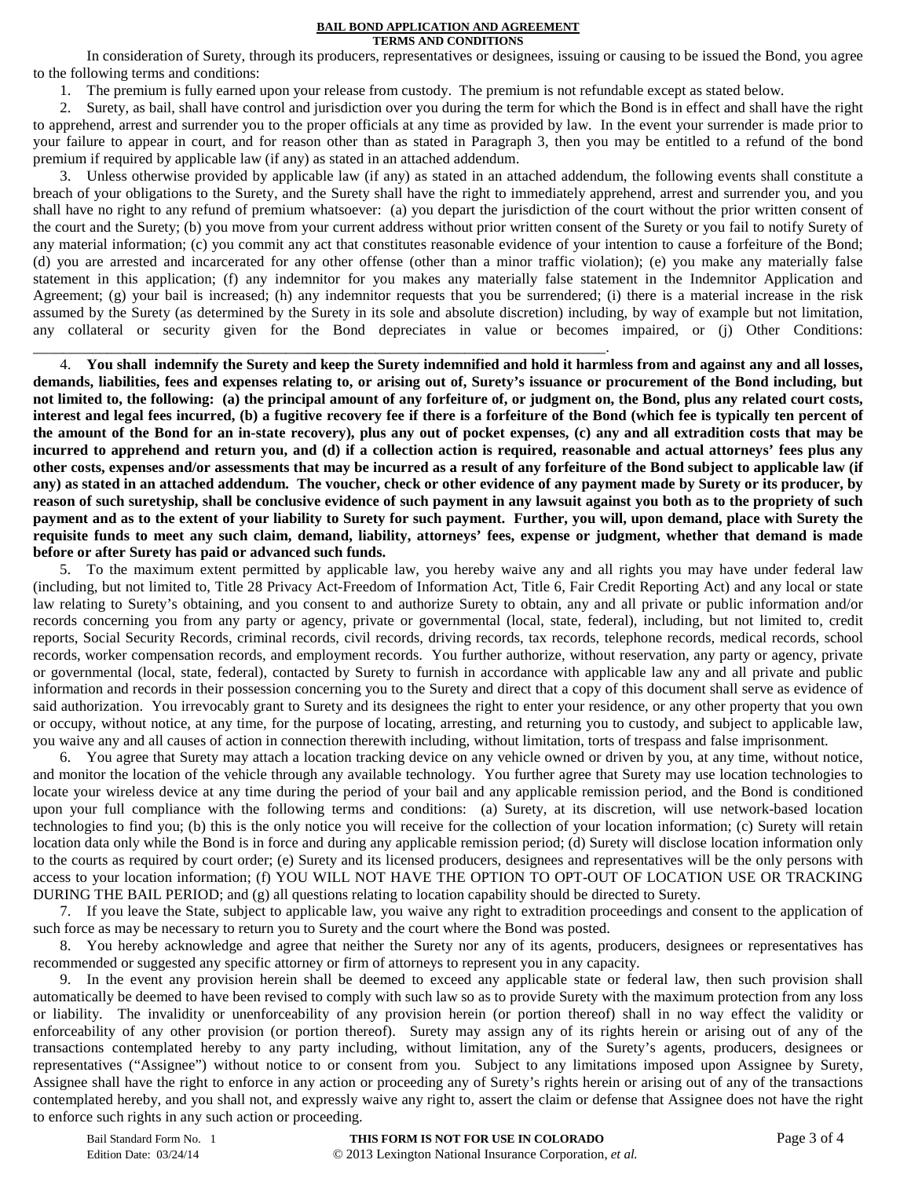**BAIL BOND APPLICATION AND AGREEMENT**

**TERMS AND CONDITIONS**

In consideration of Surety, through its producers, representatives or designees, issuing or causing to be issued the Bond, you agree to the following terms and conditions:

1. The premium is fully earned upon your release from custody. The premium is not refundable except as stated below.

2. Surety, as bail, shall have control and jurisdiction over you during the term for which the Bond is in effect and shall have the right to apprehend, arrest and surrender you to the proper officials at any time as provided by law. In the event your surrender is made prior to your failure to appear in court, and for reason other than as stated in Paragraph 3, then you may be entitled to a refund of the bond premium if required by applicable law (if any) as stated in an attached addendum.

3. Unless otherwise provided by applicable law (if any) as stated in an attached addendum, the following events shall constitute a breach of your obligations to the Surety, and the Surety shall have the right to immediately apprehend, arrest and surrender you, and you shall have no right to any refund of premium whatsoever: (a) you depart the jurisdiction of the court without the prior written consent of the court and the Surety; (b) you move from your current address without prior written consent of the Surety or you fail to notify Surety of any material information; (c) you commit any act that constitutes reasonable evidence of your intention to cause a forfeiture of the Bond; (d) you are arrested and incarcerated for any other offense (other than a minor traffic violation); (e) you make any materially false statement in this application; (f) any indemnitor for you makes any materially false statement in the Indemnitor Application and Agreement; (g) your bail is increased; (h) any indemnitor requests that you be surrendered; (i) there is a material increase in the risk assumed by the Surety (as determined by the Surety in its sole and absolute discretion) including, by way of example but not limitation, any collateral or security given for the Bond depreciates in value or becomes impaired, or (j) Other Conditions: \_\_\_\_\_\_\_\_\_\_\_\_\_\_\_\_\_\_\_\_\_\_\_\_\_\_\_\_\_\_\_\_\_\_\_\_\_\_\_\_\_\_\_\_\_\_\_\_\_\_\_\_\_\_\_\_\_\_\_\_\_\_\_\_\_\_\_\_\_\_\_\_.

4. **You shall indemnify the Surety and keep the Surety indemnified and hold it harmless from and against any and all losses, demands, liabilities, fees and expenses relating to, or arising out of, Surety's issuance or procurement of the Bond including, but not limited to, the following: (a) the principal amount of any forfeiture of, or judgment on, the Bond, plus any related court costs, interest and legal fees incurred, (b) a fugitive recovery fee if there is a forfeiture of the Bond (which fee is typically ten percent of the amount of the Bond for an in-state recovery), plus any out of pocket expenses, (c) any and all extradition costs that may be incurred to apprehend and return you, and (d) if a collection action is required, reasonable and actual attorneys' fees plus any other costs, expenses and/or assessments that may be incurred as a result of any forfeiture of the Bond subject to applicable law (if any) as stated in an attached addendum. The voucher, check or other evidence of any payment made by Surety or its producer, by reason of such suretyship, shall be conclusive evidence of such payment in any lawsuit against you both as to the propriety of such payment and as to the extent of your liability to Surety for such payment. Further, you will, upon demand, place with Surety the requisite funds to meet any such claim, demand, liability, attorneys' fees, expense or judgment, whether that demand is made before or after Surety has paid or advanced such funds.**

5. To the maximum extent permitted by applicable law, you hereby waive any and all rights you may have under federal law (including, but not limited to, Title 28 Privacy Act-Freedom of Information Act, Title 6, Fair Credit Reporting Act) and any local or state law relating to Surety's obtaining, and you consent to and authorize Surety to obtain, any and all private or public information and/or records concerning you from any party or agency, private or governmental (local, state, federal), including, but not limited to, credit reports, Social Security Records, criminal records, civil records, driving records, tax records, telephone records, medical records, school records, worker compensation records, and employment records. You further authorize, without reservation, any party or agency, private or governmental (local, state, federal), contacted by Surety to furnish in accordance with applicable law any and all private and public information and records in their possession concerning you to the Surety and direct that a copy of this document shall serve as evidence of said authorization. You irrevocably grant to Surety and its designees the right to enter your residence, or any other property that you own or occupy, without notice, at any time, for the purpose of locating, arresting, and returning you to custody, and subject to applicable law, you waive any and all causes of action in connection therewith including, without limitation, torts of trespass and false imprisonment.

6. You agree that Surety may attach a location tracking device on any vehicle owned or driven by you, at any time, without notice, and monitor the location of the vehicle through any available technology. You further agree that Surety may use location technologies to locate your wireless device at any time during the period of your bail and any applicable remission period, and the Bond is conditioned upon your full compliance with the following terms and conditions: (a) Surety, at its discretion, will use network-based location technologies to find you; (b) this is the only notice you will receive for the collection of your location information; (c) Surety will retain location data only while the Bond is in force and during any applicable remission period; (d) Surety will disclose location information only to the courts as required by court order; (e) Surety and its licensed producers, designees and representatives will be the only persons with access to your location information; (f) YOU WILL NOT HAVE THE OPTION TO OPT-OUT OF LOCATION USE OR TRACKING DURING THE BAIL PERIOD; and (g) all questions relating to location capability should be directed to Surety.

7. If you leave the State, subject to applicable law, you waive any right to extradition proceedings and consent to the application of such force as may be necessary to return you to Surety and the court where the Bond was posted.

8. You hereby acknowledge and agree that neither the Surety nor any of its agents, producers, designees or representatives has recommended or suggested any specific attorney or firm of attorneys to represent you in any capacity.

9. In the event any provision herein shall be deemed to exceed any applicable state or federal law, then such provision shall automatically be deemed to have been revised to comply with such law so as to provide Surety with the maximum protection from any loss or liability. The invalidity or unenforceability of any provision herein (or portion thereof) shall in no way effect the validity or enforceability of any other provision (or portion thereof). Surety may assign any of its rights herein or arising out of any of the transactions contemplated hereby to any party including, without limitation, any of the Surety's agents, producers, designees or representatives ("Assignee") without notice to or consent from you. Subject to any limitations imposed upon Assignee by Surety, Assignee shall have the right to enforce in any action or proceeding any of Surety's rights herein or arising out of any of the transactions contemplated hereby, and you shall not, and expressly waive any right to, assert the claim or defense that Assignee does not have the right to enforce such rights in any such action or proceeding.

Bail Standard Form No. 1
Edition Date: 03/24/14

**THIS FORM IS NOT FOR USE IN COLORADO**
© 2013 Lexington National Insurance Corporation, *et al.*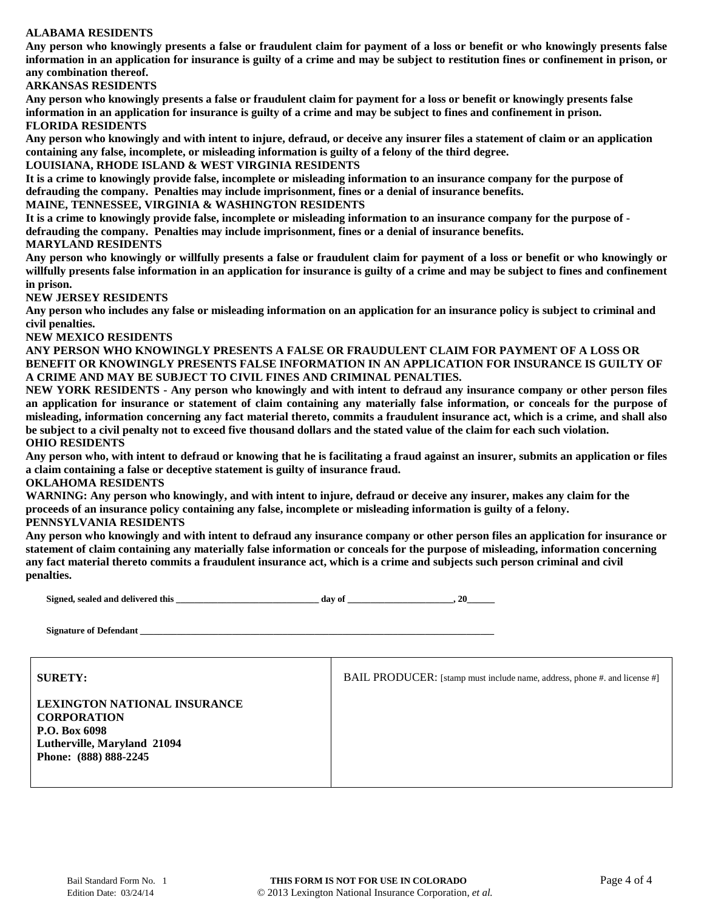**ALABAMA RESIDENTS**

**Any person who knowingly presents a false or fraudulent claim for payment of a loss or benefit or who knowingly presents false information in an application for insurance is guilty of a crime and may be subject to restitution fines or confinement in prison, or any combination thereof.**

**ARKANSAS RESIDENTS**

**Any person who knowingly presents a false or fraudulent claim for payment for a loss or benefit or knowingly presents false information in an application for insurance is guilty of a crime and may be subject to fines and confinement in prison.**

**FLORIDA RESIDENTS**

**Any person who knowingly and with intent to injure, defraud, or deceive any insurer files a statement of claim or an application containing any false, incomplete, or misleading information is guilty of a felony of the third degree.**

**LOUISIANA, RHODE ISLAND & WEST VIRGINIA RESIDENTS**

**It is a crime to knowingly provide false, incomplete or misleading information to an insurance company for the purpose of defrauding the company. Penalties may include imprisonment, fines or a denial of insurance benefits.**

**MAINE, TENNESSEE, VIRGINIA & WASHINGTON RESIDENTS**

**It is a crime to knowingly provide false, incomplete or misleading information to an insurance company for the purpose of - defrauding the company. Penalties may include imprisonment, fines or a denial of insurance benefits.**

**MARYLAND RESIDENTS**

**Any person who knowingly or willfully presents a false or fraudulent claim for payment of a loss or benefit or who knowingly or willfully presents false information in an application for insurance is guilty of a crime and may be subject to fines and confinement in prison.**

**NEW JERSEY RESIDENTS**

**Any person who includes any false or misleading information on an application for an insurance policy is subject to criminal and civil penalties.**

**NEW MEXICO RESIDENTS**

**ANY PERSON WHO KNOWINGLY PRESENTS A FALSE OR FRAUDULENT CLAIM FOR PAYMENT OF A LOSS OR BENEFIT OR KNOWINGLY PRESENTS FALSE INFORMATION IN AN APPLICATION FOR INSURANCE IS GUILTY OF A CRIME AND MAY BE SUBJECT TO CIVIL FINES AND CRIMINAL PENALTIES.**

**NEW YORK RESIDENTS - Any person who knowingly and with intent to defraud any insurance company or other person files an application for insurance or statement of claim containing any materially false information, or conceals for the purpose of misleading, information concerning any fact material thereto, commits a fraudulent insurance act, which is a crime, and shall also be subject to a civil penalty not to exceed five thousand dollars and the stated value of the claim for each such violation.**

**OHIO RESIDENTS**

**Any person who, with intent to defraud or knowing that he is facilitating a fraud against an insurer, submits an application or files a claim containing a false or deceptive statement is guilty of insurance fraud.**

**OKLAHOMA RESIDENTS**

**WARNING: Any person who knowingly, and with intent to injure, defraud or deceive any insurer, makes any claim for the proceeds of an insurance policy containing any false, incomplete or misleading information is guilty of a felony.**

**PENNSYLVANIA RESIDENTS**

**Any person who knowingly and with intent to defraud any insurance company or other person files an application for insurance or statement of claim containing any materially false information or conceals for the purpose of misleading, information concerning any fact material thereto commits a fraudulent insurance act, which is a crime and subjects such person criminal and civil penalties.**

**Signed, sealed and delivered this ______________________________ day of ______________________, 20______**

**Signature of Defendant ___________________________________________________________________________**

| | |
|---|---|
| **SURETY:**<br><br>**LEXINGTON NATIONAL INSURANCE CORPORATION**<br>**P.O. Box 6098**<br>**Lutherville, Maryland 21094**<br>**Phone: (888) 888-2245** | BAIL PRODUCER: [stamp must include name, address, phone #. and license #] |

Bail Standard Form No. 1
Edition Date: 03/24/14

**THIS FORM IS NOT FOR USE IN COLORADO**
© 2013 Lexington National Insurance Corporation, *et al.*